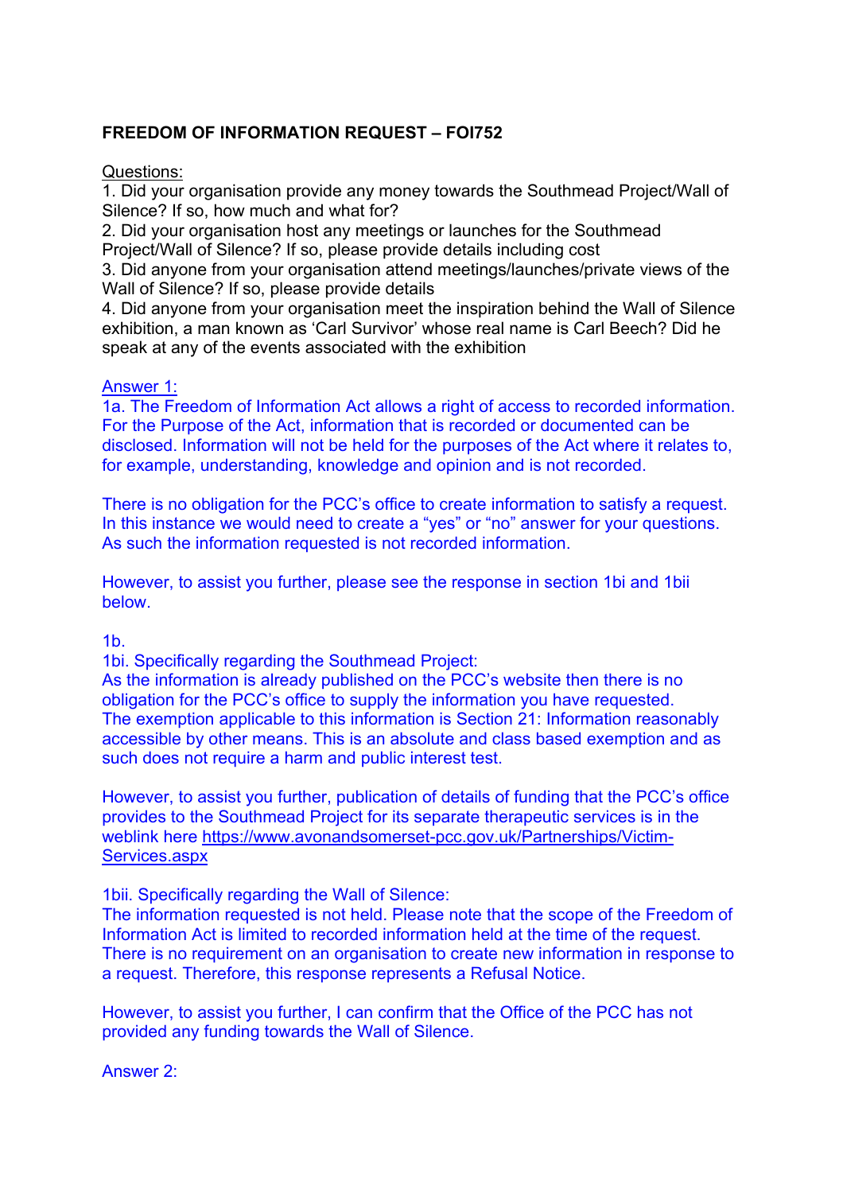**FREEDOM OF INFORMATION REQUEST – FOI752**

Questions:

1. Did your organisation provide any money towards the Southmead Project/Wall of Silence? If so, how much and what for?
2. Did your organisation host any meetings or launches for the Southmead Project/Wall of Silence? If so, please provide details including cost
3. Did anyone from your organisation attend meetings/launches/private views of the Wall of Silence? If so, please provide details
4. Did anyone from your organisation meet the inspiration behind the Wall of Silence exhibition, a man known as 'Carl Survivor' whose real name is Carl Beech? Did he speak at any of the events associated with the exhibition

Answer 1:

1a. The Freedom of Information Act allows a right of access to recorded information. For the Purpose of the Act, information that is recorded or documented can be disclosed. Information will not be held for the purposes of the Act where it relates to, for example, understanding, knowledge and opinion and is not recorded.

There is no obligation for the PCC's office to create information to satisfy a request. In this instance we would need to create a "yes" or "no" answer for your questions. As such the information requested is not recorded information.

However, to assist you further, please see the response in section 1bi and 1bii below.

1b.

1bi. Specifically regarding the Southmead Project:
As the information is already published on the PCC's website then there is no obligation for the PCC's office to supply the information you have requested. The exemption applicable to this information is Section 21: Information reasonably accessible by other means. This is an absolute and class based exemption and as such does not require a harm and public interest test.

However, to assist you further, publication of details of funding that the PCC's office provides to the Southmead Project for its separate therapeutic services is in the weblink here https://www.avonandsomerset-pcc.gov.uk/Partnerships/Victim-Services.aspx

1bii. Specifically regarding the Wall of Silence:
The information requested is not held. Please note that the scope of the Freedom of Information Act is limited to recorded information held at the time of the request. There is no requirement on an organisation to create new information in response to a request. Therefore, this response represents a Refusal Notice.

However, to assist you further, I can confirm that the Office of the PCC has not provided any funding towards the Wall of Silence.

Answer 2: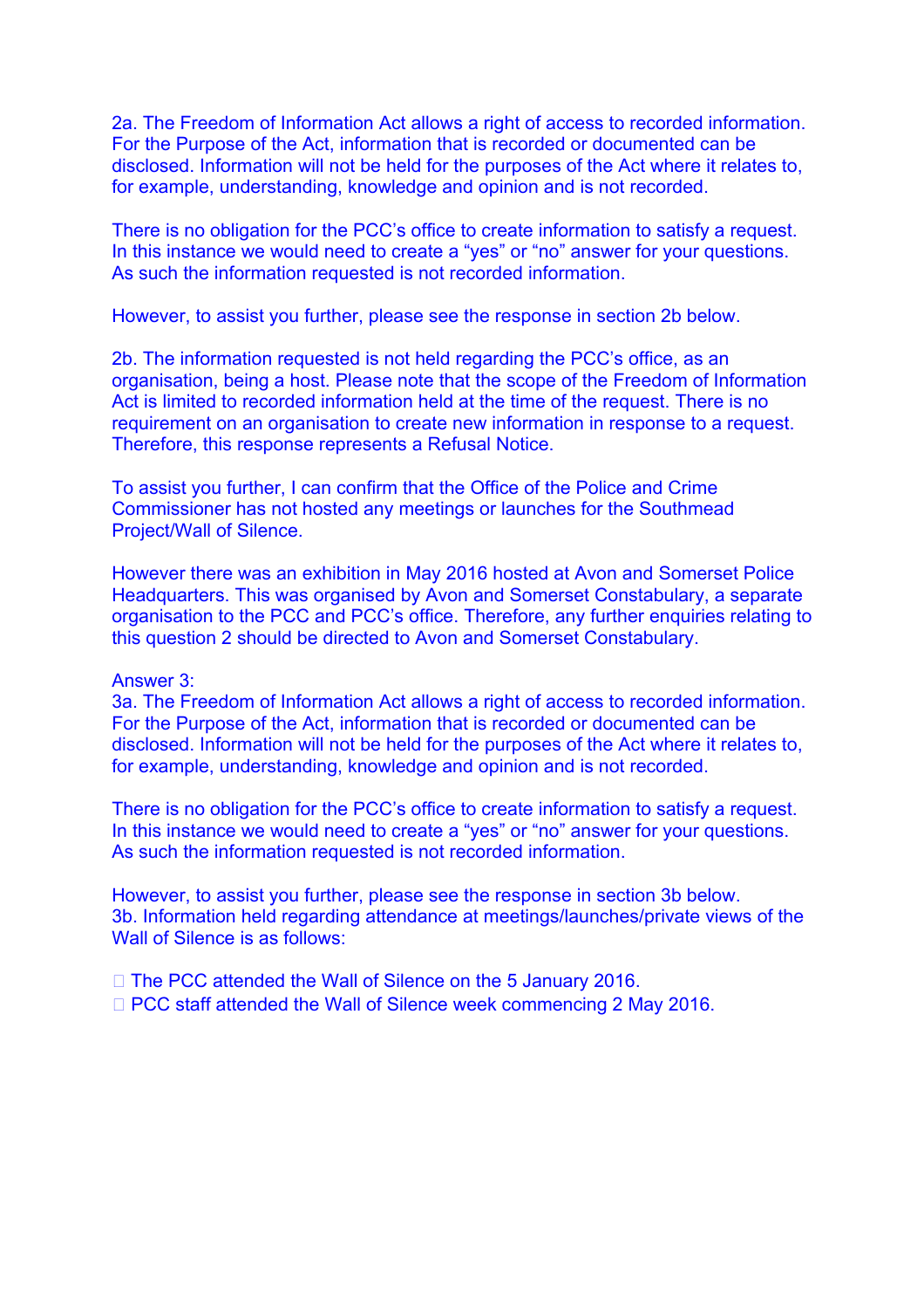2a. The Freedom of Information Act allows a right of access to recorded information. For the Purpose of the Act, information that is recorded or documented can be disclosed. Information will not be held for the purposes of the Act where it relates to, for example, understanding, knowledge and opinion and is not recorded.

There is no obligation for the PCC's office to create information to satisfy a request. In this instance we would need to create a "yes" or "no" answer for your questions. As such the information requested is not recorded information.

However, to assist you further, please see the response in section 2b below.

2b. The information requested is not held regarding the PCC's office, as an organisation, being a host. Please note that the scope of the Freedom of Information Act is limited to recorded information held at the time of the request. There is no requirement on an organisation to create new information in response to a request. Therefore, this response represents a Refusal Notice.

To assist you further, I can confirm that the Office of the Police and Crime Commissioner has not hosted any meetings or launches for the Southmead Project/Wall of Silence.

However there was an exhibition in May 2016 hosted at Avon and Somerset Police Headquarters. This was organised by Avon and Somerset Constabulary, a separate organisation to the PCC and PCC's office. Therefore, any further enquiries relating to this question 2 should be directed to Avon and Somerset Constabulary.

Answer 3:
3a. The Freedom of Information Act allows a right of access to recorded information. For the Purpose of the Act, information that is recorded or documented can be disclosed. Information will not be held for the purposes of the Act where it relates to, for example, understanding, knowledge and opinion and is not recorded.

There is no obligation for the PCC's office to create information to satisfy a request. In this instance we would need to create a "yes" or "no" answer for your questions. As such the information requested is not recorded information.

However, to assist you further, please see the response in section 3b below.
3b. Information held regarding attendance at meetings/launches/private views of the Wall of Silence is as follows:

- The PCC attended the Wall of Silence on the 5 January 2016.
- PCC staff attended the Wall of Silence week commencing 2 May 2016.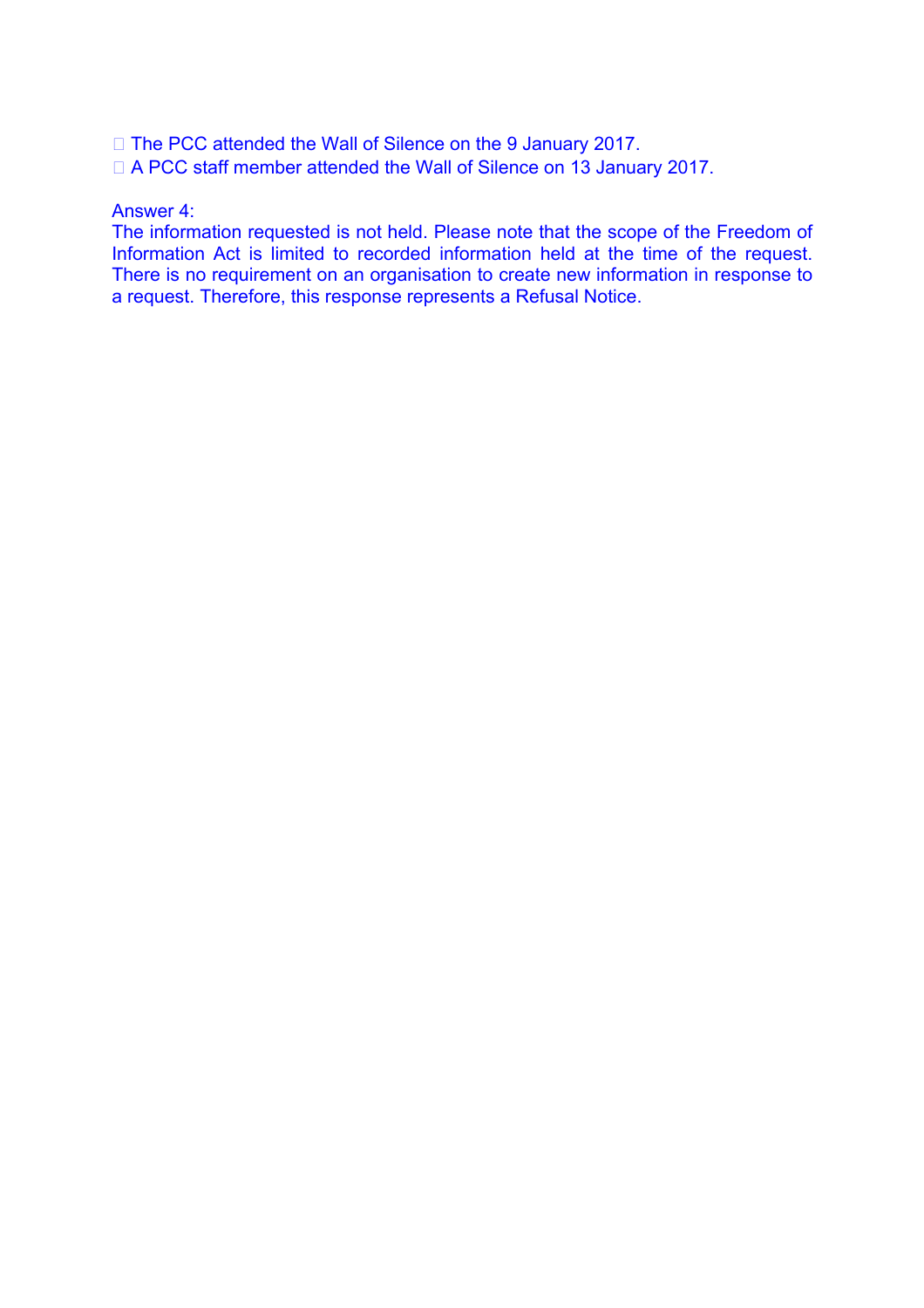- The PCC attended the Wall of Silence on the 9 January 2017.
- A PCC staff member attended the Wall of Silence on 13 January 2017.

Answer 4:
The information requested is not held. Please note that the scope of the Freedom of Information Act is limited to recorded information held at the time of the request. There is no requirement on an organisation to create new information in response to a request. Therefore, this response represents a Refusal Notice.